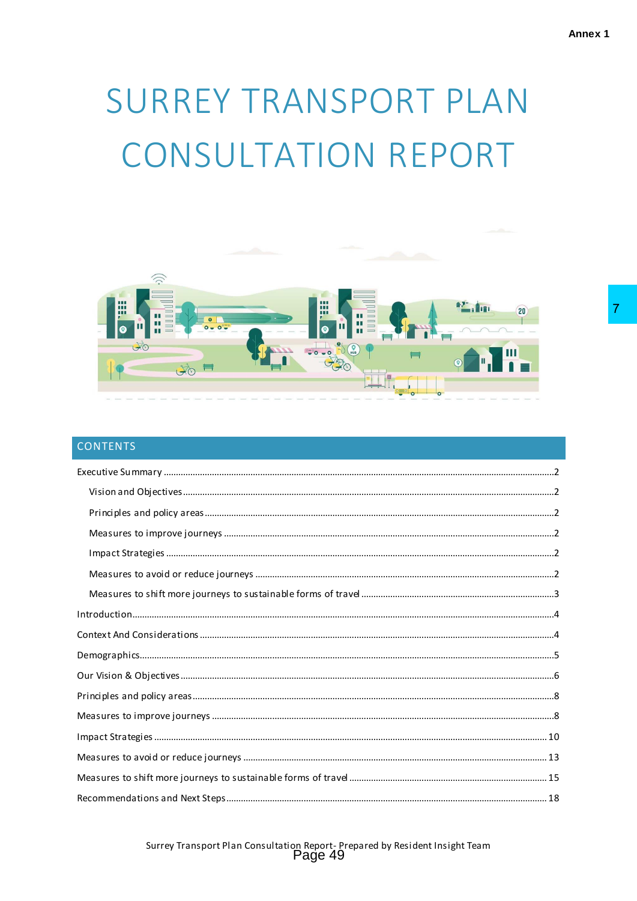Annex 1

# SURREY TRANSPORT PLAN CONSULTATION REPORT

## CONTENTS

- Executive Summary ....... 2
  - Vision and Objectives ....... 2
  - Principles and policy areas ....... 2
  - Measures to improve journeys ....... 2
  - Impact Strategies ....... 2
  - Measures to avoid or reduce journeys ....... 2
  - Measures to shift more journeys to sustainable forms of travel ....... 3
- Introduction ....... 4
- Context And Considerations ....... 4
- Demographics ....... 5
- Our Vision & Objectives ....... 6
- Principles and policy areas ....... 8
- Measures to improve journeys ....... 8
- Impact Strategies ....... 10
- Measures to avoid or reduce journeys ....... 13
- Measures to shift more journeys to sustainable forms of travel ....... 15
- Recommendations and Next Steps ....... 18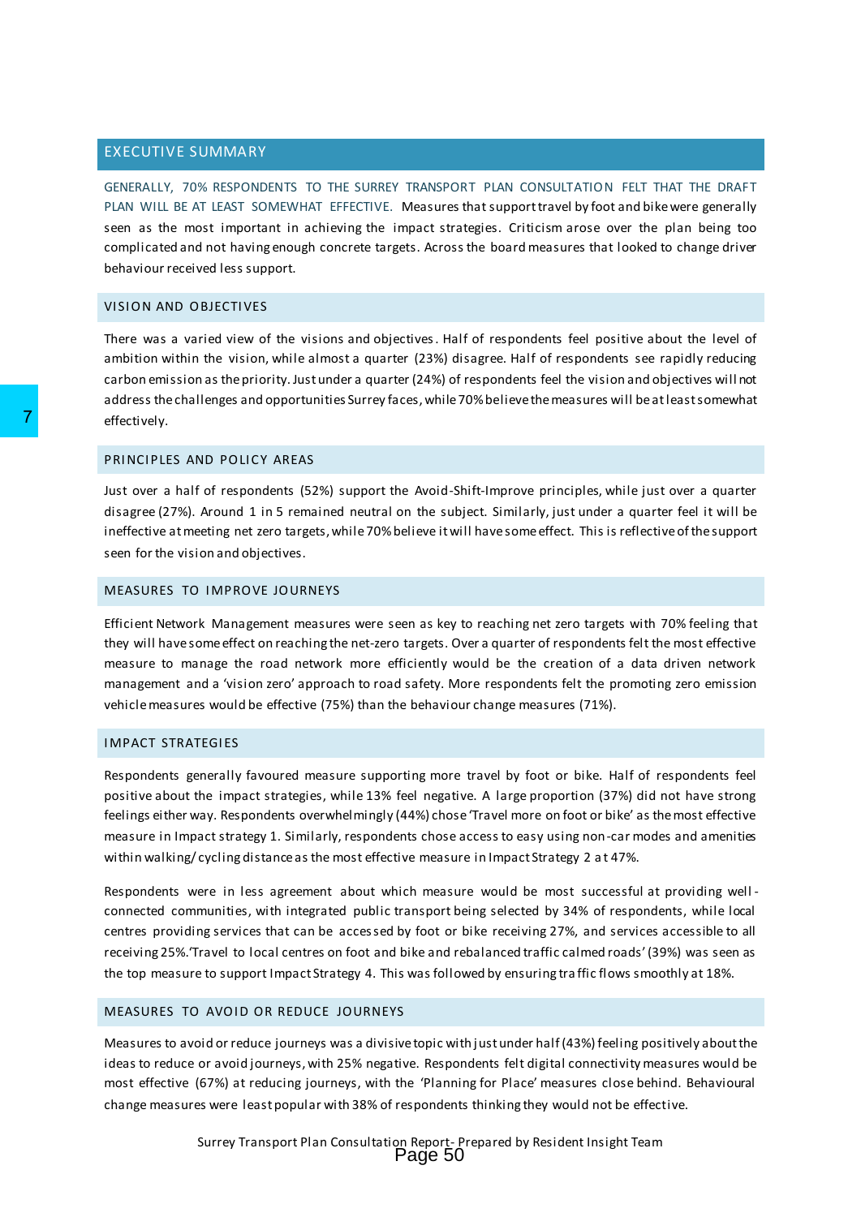## EXECUTIVE SUMMARY

GENERALLY, 70% RESPONDENTS TO THE SURREY TRANSPORT PLAN CONSULTATION FELT THAT THE DRAFT PLAN WILL BE AT LEAST SOMEWHAT EFFECTIVE. Measures that support travel by foot and bike were generally seen as the most important in achieving the impact strategies. Criticism arose over the plan being too complicated and not having enough concrete targets. Across the board measures that looked to change driver behaviour received less support.

### VISION AND OBJECTIVES

There was a varied view of the visions and objectives. Half of respondents feel positive about the level of ambition within the vision, while almost a quarter (23%) disagree. Half of respondents see rapidly reducing carbon emission as the priority. Just under a quarter (24%) of respondents feel the vision and objectives will not address the challenges and opportunities Surrey faces, while 70% believe the measures will be at least somewhat effectively.

### PRINCIPLES AND POLICY AREAS

Just over a half of respondents (52%) support the Avoid-Shift-Improve principles, while just over a quarter disagree (27%). Around 1 in 5 remained neutral on the subject. Similarly, just under a quarter feel it will be ineffective at meeting net zero targets, while 70% believe it will have some effect. This is reflective of the support seen for the vision and objectives.

### MEASURES TO IMPROVE JOURNEYS

Efficient Network Management measures were seen as key to reaching net zero targets with 70% feeling that they will have some effect on reaching the net-zero targets. Over a quarter of respondents felt the most effective measure to manage the road network more efficiently would be the creation of a data driven network management and a 'vision zero' approach to road safety. More respondents felt the promoting zero emission vehicle measures would be effective (75%) than the behaviour change measures (71%).

### IMPACT STRATEGIES

Respondents generally favoured measure supporting more travel by foot or bike. Half of respondents feel positive about the impact strategies, while 13% feel negative. A large proportion (37%) did not have strong feelings either way. Respondents overwhelmingly (44%) chose 'Travel more on foot or bike' as the most effective measure in Impact strategy 1. Similarly, respondents chose access to easy using non-car modes and amenities within walking/cycling distance as the most effective measure in Impact Strategy 2 at 47%.

Respondents were in less agreement about which measure would be most successful at providing well-connected communities, with integrated public transport being selected by 34% of respondents, while local centres providing services that can be accessed by foot or bike receiving 27%, and services accessible to all receiving 25%.'Travel to local centres on foot and bike and rebalanced traffic calmed roads' (39%) was seen as the top measure to support Impact Strategy 4. This was followed by ensuring traffic flows smoothly at 18%.

### MEASURES TO AVOID OR REDUCE JOURNEYS

Measures to avoid or reduce journeys was a divisive topic with just under half (43%) feeling positively about the ideas to reduce or avoid journeys, with 25% negative. Respondents felt digital connectivity measures would be most effective (67%) at reducing journeys, with the 'Planning for Place' measures close behind. Behavioural change measures were least popular with 38% of respondents thinking they would not be effective.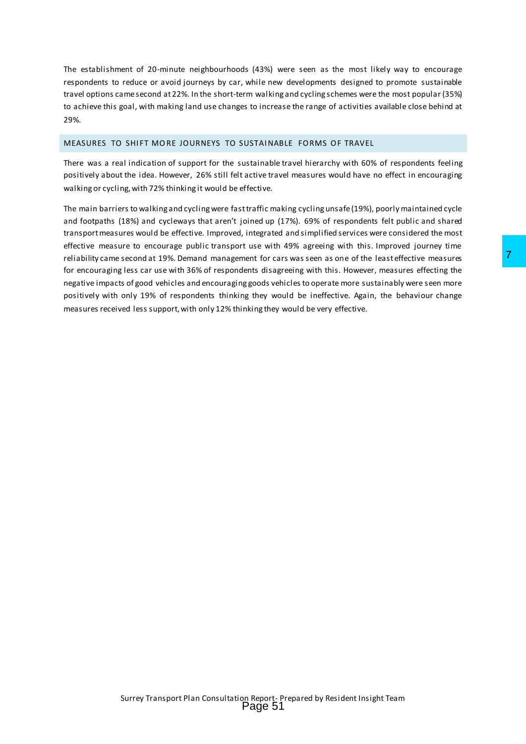The establishment of 20-minute neighbourhoods (43%) were seen as the most likely way to encourage respondents to reduce or avoid journeys by car, while new developments designed to promote sustainable travel options came second at 22%. In the short-term walking and cycling schemes were the most popular (35%) to achieve this goal, with making land use changes to increase the range of activities available close behind at 29%.

## MEASURES TO SHIFT MORE JOURNEYS TO SUSTAINABLE FORMS OF TRAVEL

There was a real indication of support for the sustainable travel hierarchy with 60% of respondents feeling positively about the idea. However, 26% still felt active travel measures would have no effect in encouraging walking or cycling, with 72% thinking it would be effective.

The main barriers to walking and cycling were fast traffic making cycling unsafe (19%), poorly maintained cycle and footpaths (18%) and cycleways that aren't joined up (17%). 69% of respondents felt public and shared transport measures would be effective. Improved, integrated and simplified services were considered the most effective measure to encourage public transport use with 49% agreeing with this. Improved journey time reliability came second at 19%. Demand management for cars was seen as one of the least effective measures for encouraging less car use with 36% of respondents disagreeing with this. However, measures effecting the negative impacts of good vehicles and encouraging goods vehicles to operate more sustainably were seen more positively with only 19% of respondents thinking they would be ineffective. Again, the behaviour change measures received less support, with only 12% thinking they would be very effective.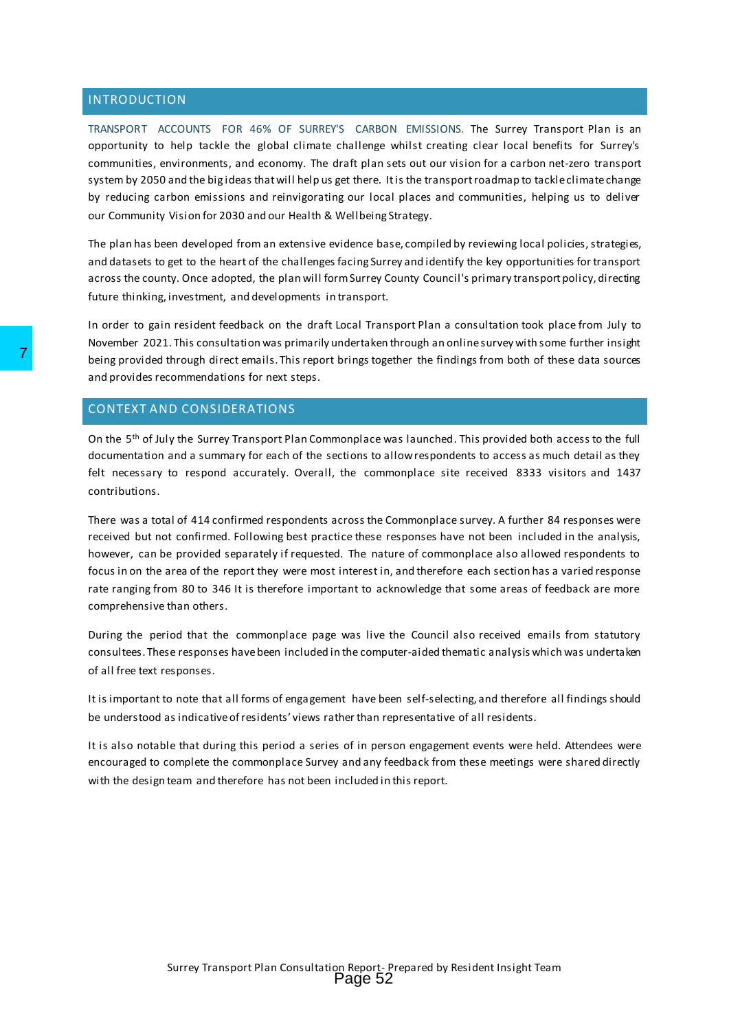## INTRODUCTION

TRANSPORT ACCOUNTS FOR 46% OF SURREY'S CARBON EMISSIONS. The Surrey Transport Plan is an opportunity to help tackle the global climate challenge whilst creating clear local benefits for Surrey's communities, environments, and economy. The draft plan sets out our vision for a carbon net-zero transport system by 2050 and the big ideas that will help us get there. It is the transport roadmap to tackle climate change by reducing carbon emissions and reinvigorating our local places and communities, helping us to deliver our Community Vision for 2030 and our Health & Wellbeing Strategy.

The plan has been developed from an extensive evidence base, compiled by reviewing local policies, strategies, and datasets to get to the heart of the challenges facing Surrey and identify the key opportunities for transport across the county. Once adopted, the plan will form Surrey County Council's primary transport policy, directing future thinking, investment, and developments in transport.

In order to gain resident feedback on the draft Local Transport Plan a consultation took place from July to November 2021. This consultation was primarily undertaken through an online survey with some further insight being provided through direct emails. This report brings together the findings from both of these data sources and provides recommendations for next steps.

## CONTEXT AND CONSIDERATIONS

On the 5th of July the Surrey Transport Plan Commonplace was launched. This provided both access to the full documentation and a summary for each of the sections to allow respondents to access as much detail as they felt necessary to respond accurately. Overall, the commonplace site received 8333 visitors and 1437 contributions.

There was a total of 414 confirmed respondents across the Commonplace survey. A further 84 responses were received but not confirmed. Following best practice these responses have not been included in the analysis, however, can be provided separately if requested. The nature of commonplace also allowed respondents to focus in on the area of the report they were most interest in, and therefore each section has a varied response rate ranging from 80 to 346 It is therefore important to acknowledge that some areas of feedback are more comprehensive than others.

During the period that the commonplace page was live the Council also received emails from statutory consultees. These responses have been included in the computer-aided thematic analysis which was undertaken of all free text responses.

It is important to note that all forms of engagement have been self-selecting, and therefore all findings should be understood as indicative of residents' views rather than representative of all residents.

It is also notable that during this period a series of in person engagement events were held. Attendees were encouraged to complete the commonplace Survey and any feedback from these meetings were shared directly with the design team and therefore has not been included in this report.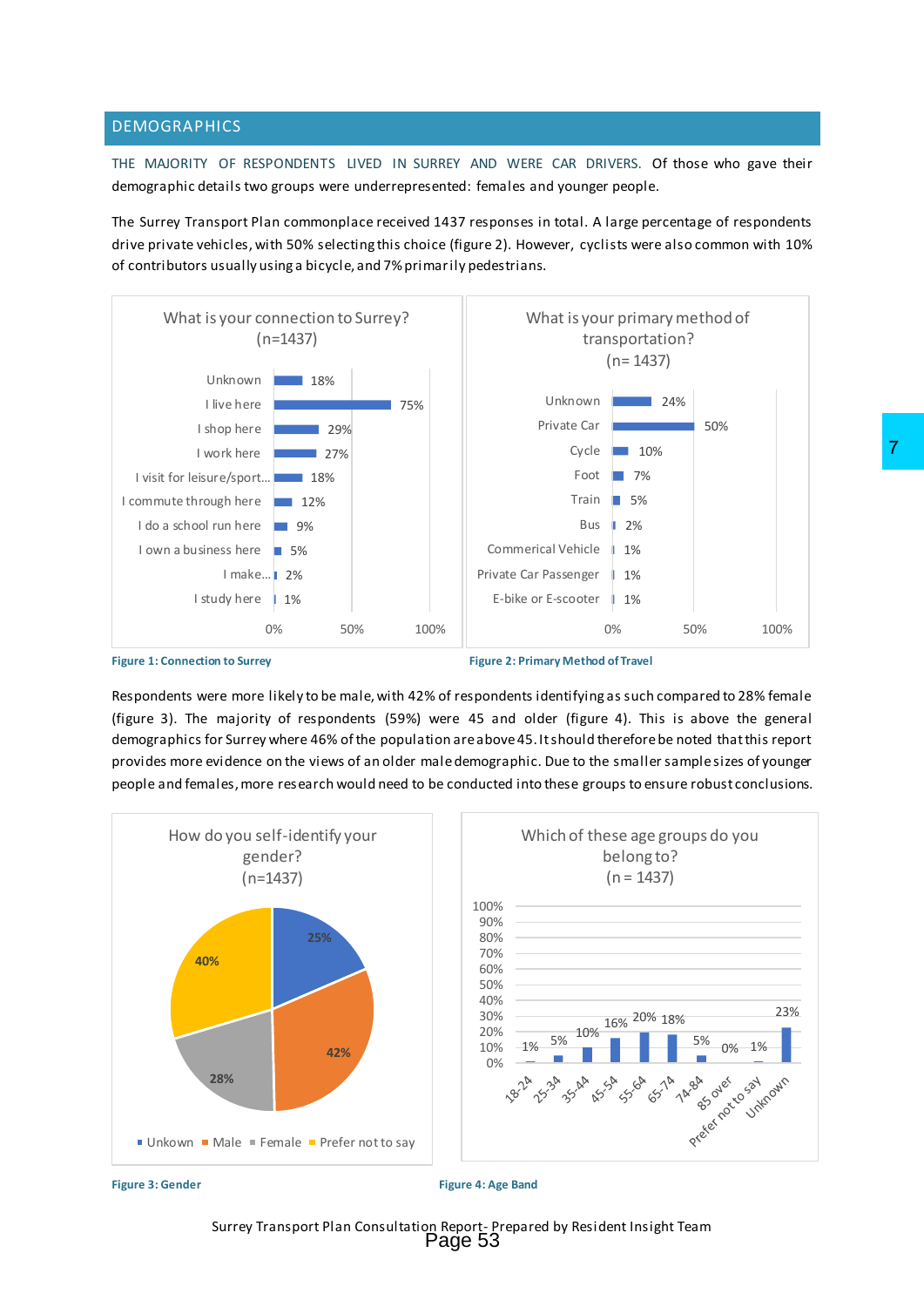## DEMOGRAPHICS

THE MAJORITY OF RESPONDENTS LIVED IN SURREY AND WERE CAR DRIVERS. Of those who gave their demographic details two groups were underrepresented: females and younger people.

The Surrey Transport Plan commonplace received 1437 responses in total. A large percentage of respondents drive private vehicles, with 50% selecting this choice (figure 2). However, cyclists were also common with 10% of contributors usually using a bicycle, and 7% primarily pedestrians.

**What is your connection to Surrey? (n=1437)**

| Connection | % |
|---|---|
| Unknown | 18% |
| I live here | 75% |
| I shop here | 29% |
| I work here | 27% |
| I visit for leisure/sport... | 18% |
| I commute through here | 12% |
| I do a school run here | 9% |
| I own a business here | 5% |
| I make... | 2% |
| I study here | 1% |

Figure 1: Connection to Surrey

**What is your primary method of transportation? (n= 1437)**

| Method | % |
|---|---|
| Unknown | 24% |
| Private Car | 50% |
| Cycle | 10% |
| Foot | 7% |
| Train | 5% |
| Bus | 2% |
| Commerical Vehicle | 1% |
| Private Car Passenger | 1% |
| E-bike or E-scooter | 1% |

Figure 2: Primary Method of Travel

Respondents were more likely to be male, with 42% of respondents identifying as such compared to 28% female (figure 3). The majority of respondents (59%) were 45 and older (figure 4). This is above the general demographics for Surrey where 46% of the population are above 45. It should therefore be noted that this report provides more evidence on the views of an older male demographic. Due to the smaller sample sizes of younger people and females, more research would need to be conducted into these groups to ensure robust conclusions.

**How do you self-identify your gender? (n=1437)**

| Gender | % |
|---|---|
| Unkown | 25% |
| Male | 42% |
| Female | 28% |
| Prefer not to say | 40% |

Figure 3: Gender

**Which of these age groups do you belong to? (n = 1437)**

| Age group | % |
|---|---|
| 18-24 | 1% |
| 25-34 | 5% |
| 35-44 | 10% |
| 45-54 | 16% |
| 55-64 | 20% |
| 65-74 | 18% |
| 74-84 | 5% |
| 85 over | 0% |
| Prefer not to say | 1% |
| Unknown | 23% |

Figure 4: Age Band

Surrey Transport Plan Consultation Report- Prepared by Resident Insight Team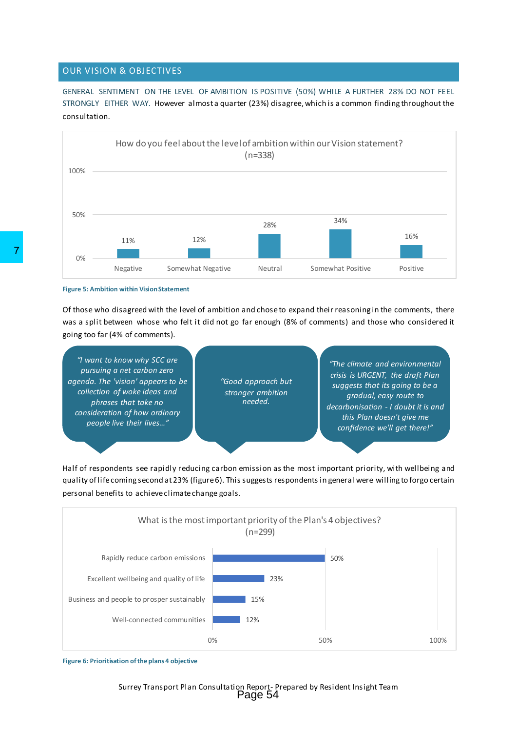## OUR VISION & OBJECTIVES

GENERAL SENTIMENT ON THE LEVEL OF AMBITION IS POSITIVE (50%) WHILE A FURTHER 28% DO NOT FEEL STRONGLY EITHER WAY. However almost a quarter (23%) disagree, which is a common finding throughout the consultation.

How do you feel about the level of ambition within our Vision statement? (n=338)

| Response | % |
|---|---|
| Negative | 11% |
| Somewhat Negative | 12% |
| Neutral | 28% |
| Somewhat Positive | 34% |
| Positive | 16% |

**Figure 5: Ambition within Vision Statement**

Of those who disagreed with the level of ambition and chose to expand their reasoning in the comments, there was a split between whose who felt it did not go far enough (8% of comments) and those who considered it going too far (4% of comments).

> *"I want to know why SCC are pursuing a net carbon zero agenda. The 'vision' appears to be collection of woke ideas and phrases that take no consideration of how ordinary people live their lives..."*

> *"Good approach but stronger ambition needed.*

> *"The climate and environmental crisis is URGENT, the draft Plan suggests that its going to be a gradual, easy route to decarbonisation - I doubt it is and this Plan doesn't give me confidence we'll get there!"*

Half of respondents see rapidly reducing carbon emission as the most important priority, with wellbeing and quality of life coming second at 23% (figure 6). This suggests respondents in general were willing to forgo certain personal benefits to achieve climate change goals.

What is the most important priority of the Plan's 4 objectives? (n=299)

| Objective | % |
|---|---|
| Rapidly reduce carbon emissions | 50% |
| Excellent wellbeing and quality of life | 23% |
| Business and people to prosper sustainably | 15% |
| Well-connected communities | 12% |

**Figure 6: Prioritisation of the plans 4 objective**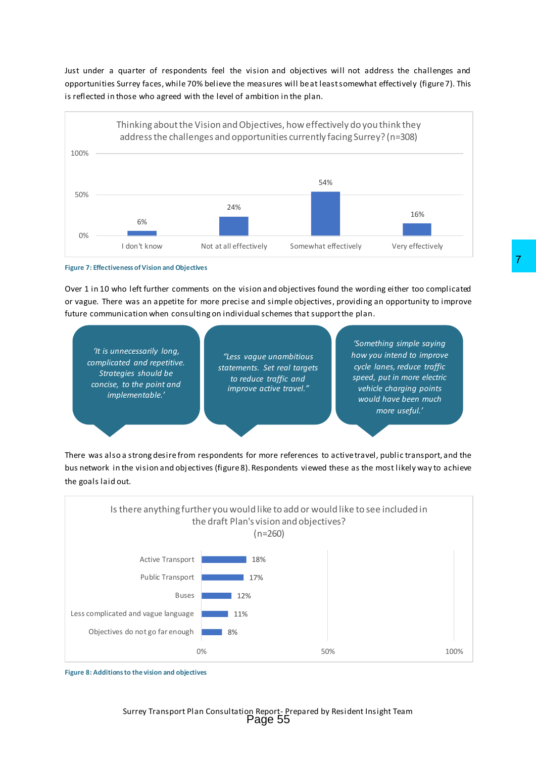Just under a quarter of respondents feel the vision and objectives will not address the challenges and opportunities Surrey faces, while 70% believe the measures will be at least somewhat effectively (figure 7). This is reflected in those who agreed with the level of ambition in the plan.

**Thinking about the Vision and Objectives, how effectively do you think they address the challenges and opportunities currently facing Surrey? (n=308)**

| Response | % |
|---|---|
| I don't know | 6% |
| Not at all effectively | 24% |
| Somewhat effectively | 54% |
| Very effectively | 16% |

**Figure 7: Effectiveness of Vision and Objectives**

Over 1 in 10 who left further comments on the vision and objectives found the wording either too complicated or vague. There was an appetite for more precise and simple objectives, providing an opportunity to improve future communication when consulting on individual schemes that support the plan.

> *'It is unnecessarily long, complicated and repetitive. Strategies should be concise, to the point and implementable.'*

> *"Less vague unambitious statements. Set real targets to reduce traffic and improve active travel."*

> *'Something simple saying how you intend to improve cycle lanes, reduce traffic speed, put in more electric vehicle charging points would have been much more useful.'*

There was also a strong desire from respondents for more references to active travel, public transport, and the bus network in the vision and objectives (figure 8). Respondents viewed these as the most likely way to achieve the goals laid out.

**Is there anything further you would like to add or would like to see included in the draft Plan's vision and objectives? (n=260)**

| Response | % |
|---|---|
| Active Transport | 18% |
| Public Transport | 17% |
| Buses | 12% |
| Less complicated and vague language | 11% |
| Objectives do not go far enough | 8% |

**Figure 8: Additions to the vision and objectives**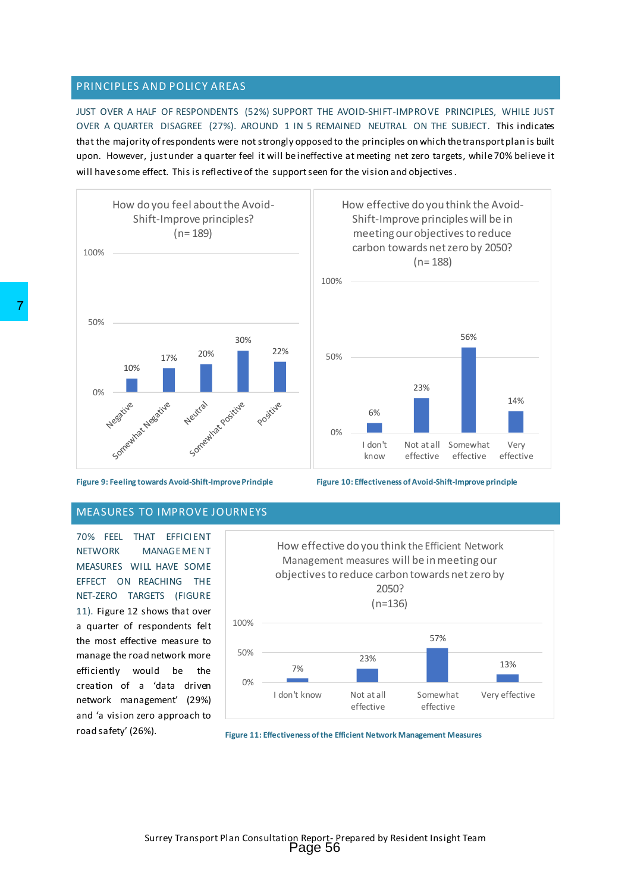## PRINCIPLES AND POLICY AREAS

JUST OVER A HALF OF RESPONDENTS (52%) SUPPORT THE AVOID-SHIFT-IMPROVE PRINCIPLES, WHILE JUST OVER A QUARTER DISAGREE (27%). AROUND 1 IN 5 REMAINED NEUTRAL ON THE SUBJECT. This indicates that the majority of respondents were not strongly opposed to the principles on which the transport plan is built upon. However, just under a quarter feel it will be ineffective at meeting net zero targets, while 70% believe it will have some effect. This is reflective of the support seen for the vision and objectives.

How do you feel about the Avoid-Shift-Improve principles? (n= 189)

| Response | % |
|---|---|
| Negative | 10% |
| Somewhat Negative | 17% |
| Neutral | 20% |
| Somewhat Positive | 30% |
| Positive | 22% |

Figure 9: Feeling towards Avoid-Shift-Improve Principle

How effective do you think the Avoid-Shift-Improve principles will be in meeting our objectives to reduce carbon towards net zero by 2050? (n= 188)

| Response | % |
|---|---|
| I don't know | 6% |
| Not at all effective | 23% |
| Somewhat effective | 56% |
| Very effective | 14% |

Figure 10: Effectiveness of Avoid-Shift-Improve principle

## MEASURES TO IMPROVE JOURNEYS

70% FEEL THAT EFFICIENT NETWORK MANAGEMENT MEASURES WILL HAVE SOME EFFECT ON REACHING THE NET-ZERO TARGETS (FIGURE 11). Figure 12 shows that over a quarter of respondents felt the most effective measure to manage the road network more efficiently would be the creation of a 'data driven network management' (29%) and 'a vision zero approach to road safety' (26%).

How effective do you think the Efficient Network Management measures will be in meeting our objectives to reduce carbon towards net zero by 2050? (n=136)

| Response | % |
|---|---|
| I don't know | 7% |
| Not at all effective | 23% |
| Somewhat effective | 57% |
| Very effective | 13% |

Figure 11: Effectiveness of the Efficient Network Management Measures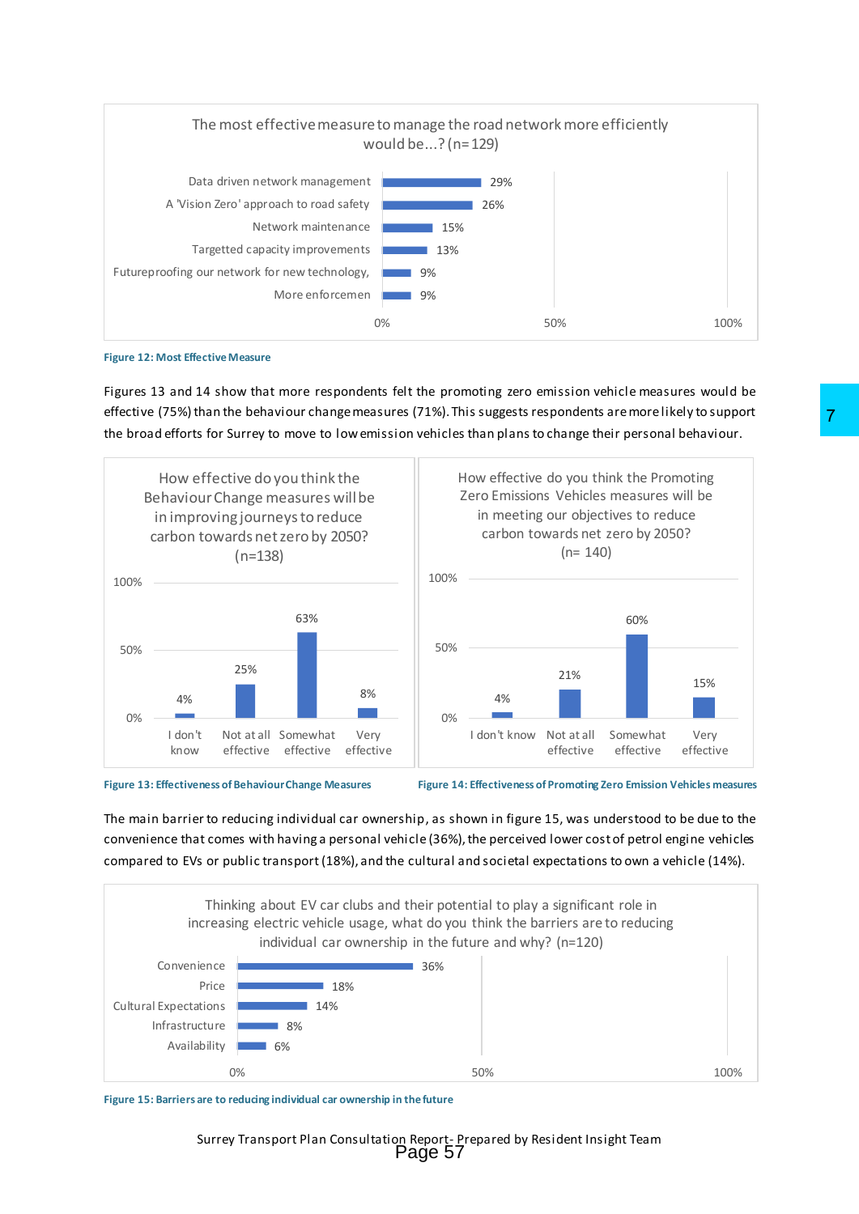The most effective measure to manage the road network more efficiently would be...? (n=129)

| Measure | % |
|---|---|
| Data driven network management | 29% |
| A 'Vision Zero' approach to road safety | 26% |
| Network maintenance | 15% |
| Targetted capacity improvements | 13% |
| Futureproofing our network for new technology, | 9% |
| More enforcemen | 9% |

Figure 12: Most Effective Measure

Figures 13 and 14 show that more respondents felt the promoting zero emission vehicle measures would be effective (75%) than the behaviour change measures (71%). This suggests respondents are more likely to support the broad efforts for Surrey to move to low emission vehicles than plans to change their personal behaviour.

How effective do you think the Behaviour Change measures will be in improving journeys to reduce carbon towards net zero by 2050? (n=138)

| Response | % |
|---|---|
| I don't know | 4% |
| Not at all effective | 25% |
| Somewhat effective | 63% |
| Very effective | 8% |

Figure 13: Effectiveness of Behaviour Change Measures

How effective do you think the Promoting Zero Emissions Vehicles measures will be in meeting our objectives to reduce carbon towards net zero by 2050? (n= 140)

| Response | % |
|---|---|
| I don't know | 4% |
| Not at all effective | 21% |
| Somewhat effective | 60% |
| Very effective | 15% |

Figure 14: Effectiveness of Promoting Zero Emission Vehicles measures

The main barrier to reducing individual car ownership, as shown in figure 15, was understood to be due to the convenience that comes with having a personal vehicle (36%), the perceived lower cost of petrol engine vehicles compared to EVs or public transport (18%), and the cultural and societal expectations to own a vehicle (14%).

Thinking about EV car clubs and their potential to play a significant role in increasing electric vehicle usage, what do you think the barriers are to reducing individual car ownership in the future and why? (n=120)

| Barrier | % |
|---|---|
| Convenience | 36% |
| Price | 18% |
| Cultural Expectations | 14% |
| Infrastructure | 8% |
| Availability | 6% |

Figure 15: Barriers are to reducing individual car ownership in the future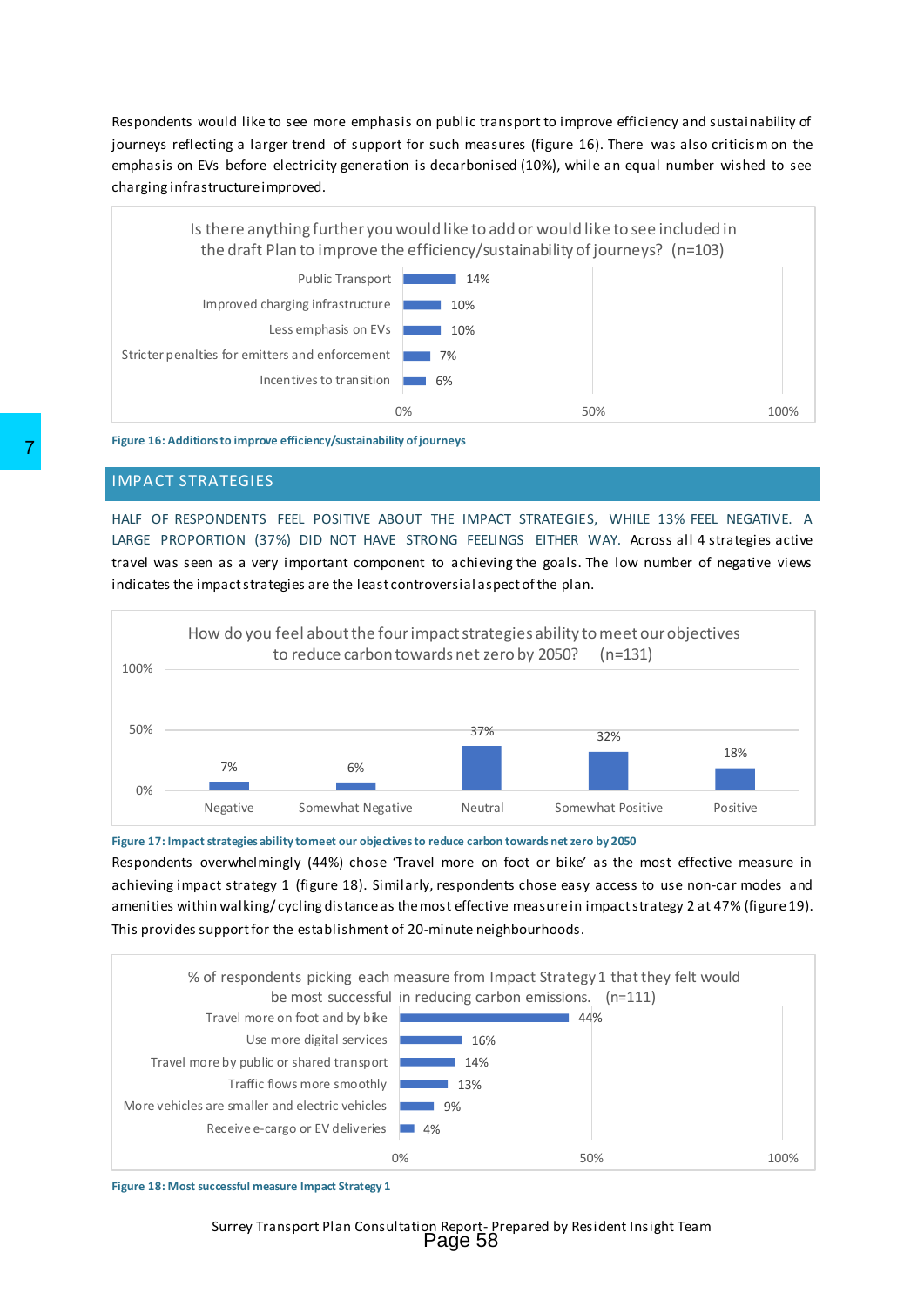Respondents would like to see more emphasis on public transport to improve efficiency and sustainability of journeys reflecting a larger trend of support for such measures (figure 16). There was also criticism on the emphasis on EVs before electricity generation is decarbonised (10%), while an equal number wished to see charging infrastructure improved.

Is there anything further you would like to add or would like to see included in the draft Plan to improve the efficiency/sustainability of journeys? (n=103)

| Response | % |
|---|---|
| Public Transport | 14% |
| Improved charging infrastructure | 10% |
| Less emphasis on EVs | 10% |
| Stricter penalties for emitters and enforcement | 7% |
| Incentives to transition | 6% |

Figure 16: Additions to improve efficiency/sustainability of journeys

## IMPACT STRATEGIES

HALF OF RESPONDENTS FEEL POSITIVE ABOUT THE IMPACT STRATEGIES, WHILE 13% FEEL NEGATIVE. A LARGE PROPORTION (37%) DID NOT HAVE STRONG FEELINGS EITHER WAY. Across all 4 strategies active travel was seen as a very important component to achieving the goals. The low number of negative views indicates the impact strategies are the least controversial aspect of the plan.

How do you feel about the four impact strategies ability to meet our objectives to reduce carbon towards net zero by 2050? (n=131)

| Negative | Somewhat Negative | Neutral | Somewhat Positive | Positive |
|---|---|---|---|---|
| 7% | 6% | 37% | 32% | 18% |

Figure 17: Impact strategies ability to meet our objectives to reduce carbon towards net zero by 2050

Respondents overwhelmingly (44%) chose 'Travel more on foot or bike' as the most effective measure in achieving impact strategy 1 (figure 18). Similarly, respondents chose easy access to use non-car modes and amenities within walking/cycling distance as the most effective measure in impact strategy 2 at 47% (figure 19). This provides support for the establishment of 20-minute neighbourhoods.

% of respondents picking each measure from Impact Strategy 1 that they felt would be most successful in reducing carbon emissions. (n=111)

| Measure | % |
|---|---|
| Travel more on foot and by bike | 44% |
| Use more digital services | 16% |
| Travel more by public or shared transport | 14% |
| Traffic flows more smoothly | 13% |
| More vehicles are smaller and electric vehicles | 9% |
| Receive e-cargo or EV deliveries | 4% |

Figure 18: Most successful measure Impact Strategy 1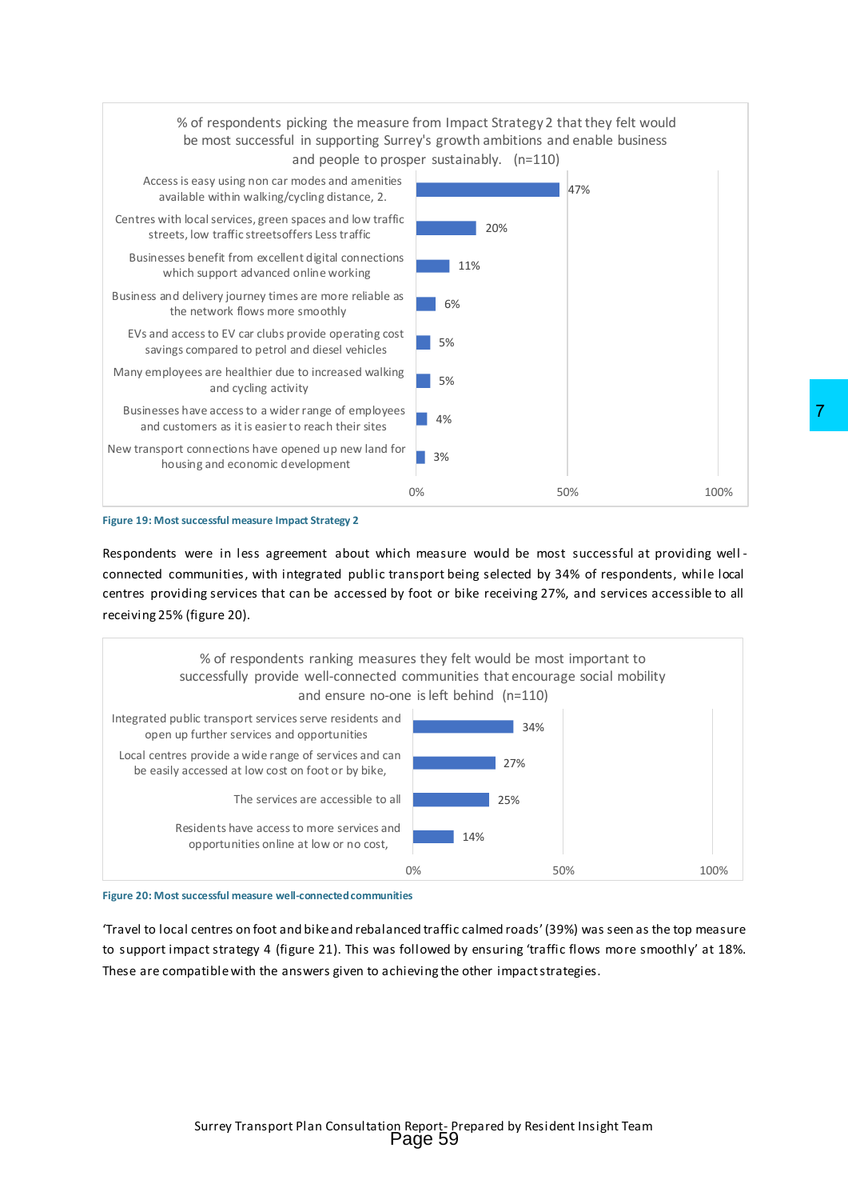% of respondents picking the measure from Impact Strategy 2 that they felt would be most successful in supporting Surrey's growth ambitions and enable business and people to prosper sustainably. (n=110)

| Measure | % |
|---|---|
| Access is easy using non car modes and amenities available within walking/cycling distance, 2. | 47% |
| Centres with local services, green spaces and low traffic streets, low traffic streetsoffers Less traffic | 20% |
| Businesses benefit from excellent digital connections which support advanced online working | 11% |
| Business and delivery journey times are more reliable as the network flows more smoothly | 6% |
| EVs and access to EV car clubs provide operating cost savings compared to petrol and diesel vehicles | 5% |
| Many employees are healthier due to increased walking and cycling activity | 5% |
| Businesses have access to a wider range of employees and customers as it is easier to reach their sites | 4% |
| New transport connections have opened up new land for housing and economic development | 3% |

**Figure 19: Most successful measure Impact Strategy 2**

Respondents were in less agreement about which measure would be most successful at providing well-connected communities, with integrated public transport being selected by 34% of respondents, while local centres providing services that can be accessed by foot or bike receiving 27%, and services accessible to all receiving 25% (figure 20).

% of respondents ranking measures they felt would be most important to successfully provide well-connected communities that encourage social mobility and ensure no-one is left behind (n=110)

| Measure | % |
|---|---|
| Integrated public transport services serve residents and open up further services and opportunities | 34% |
| Local centres provide a wide range of services and can be easily accessed at low cost on foot or by bike, | 27% |
| The services are accessible to all | 25% |
| Residents have access to more services and opportunities online at low or no cost, | 14% |

**Figure 20: Most successful measure well-connected communities**

'Travel to local centres on foot and bike and rebalanced traffic calmed roads' (39%) was seen as the top measure to support impact strategy 4 (figure 21). This was followed by ensuring 'traffic flows more smoothly' at 18%. These are compatible with the answers given to achieving the other impact strategies.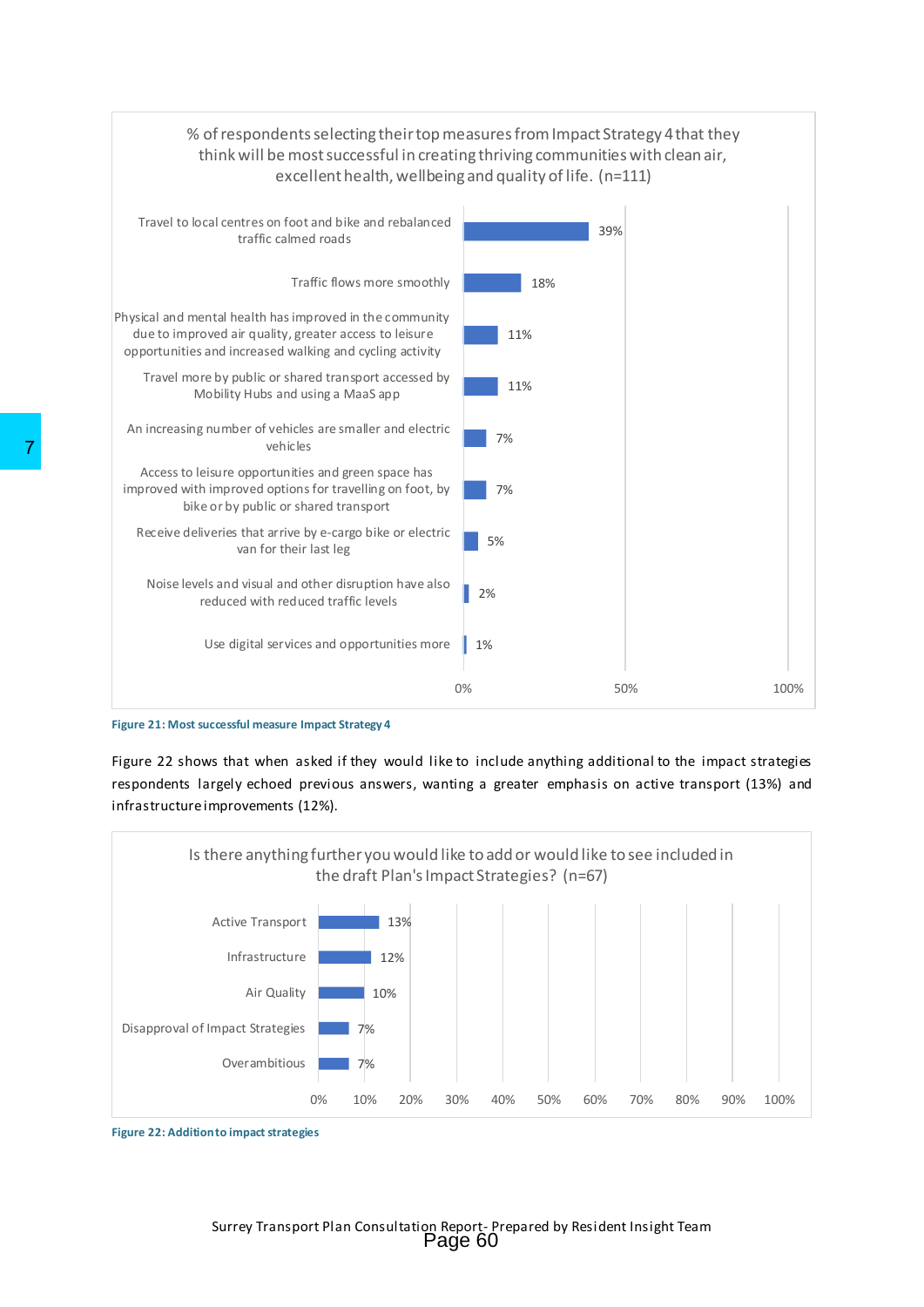% of respondents selecting their top measures from Impact Strategy 4 that they think will be most successful in creating thriving communities with clean air, excellent health, wellbeing and quality of life. (n=111)

| Measure | % |
| --- | --- |
| Travel to local centres on foot and bike and rebalanced traffic calmed roads | 39% |
| Traffic flows more smoothly | 18% |
| Physical and mental health has improved in the community due to improved air quality, greater access to leisure opportunities and increased walking and cycling activity | 11% |
| Travel more by public or shared transport accessed by Mobility Hubs and using a MaaS app | 11% |
| An increasing number of vehicles are smaller and electric vehicles | 7% |
| Access to leisure opportunities and green space has improved with improved options for travelling on foot, by bike or by public or shared transport | 7% |
| Receive deliveries that arrive by e-cargo bike or electric van for their last leg | 5% |
| Noise levels and visual and other disruption have also reduced with reduced traffic levels | 2% |
| Use digital services and opportunities more | 1% |

**Figure 21: Most successful measure Impact Strategy 4**

Figure 22 shows that when asked if they would like to include anything additional to the impact strategies respondents largely echoed previous answers, wanting a greater emphasis on active transport (13%) and infrastructure improvements (12%).

Is there anything further you would like to add or would like to see included in the draft Plan's Impact Strategies? (n=67)

| Response | % |
| --- | --- |
| Active Transport | 13% |
| Infrastructure | 12% |
| Air Quality | 10% |
| Disapproval of Impact Strategies | 7% |
| Overambitious | 7% |

**Figure 22: Addition to impact strategies**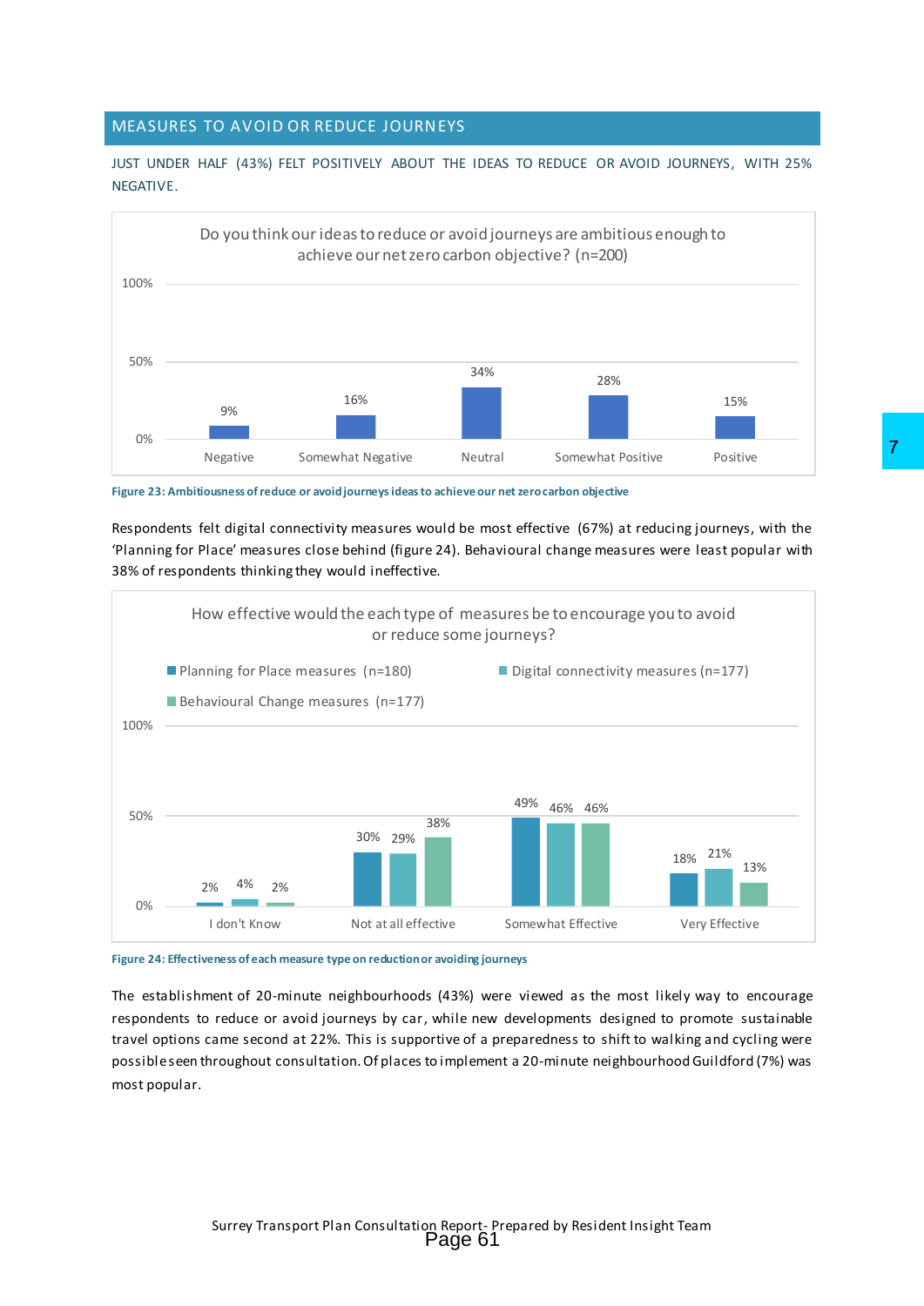## MEASURES TO AVOID OR REDUCE JOURNEYS

JUST UNDER HALF (43%) FELT POSITIVELY ABOUT THE IDEAS TO REDUCE OR AVOID JOURNEYS, WITH 25% NEGATIVE.

Do you think our ideas to reduce or avoid journeys are ambitious enough to achieve our net zero carbon objective? (n=200)

| Negative | Somewhat Negative | Neutral | Somewhat Positive | Positive |
|---|---|---|---|---|
| 9% | 16% | 34% | 28% | 15% |

**Figure 23: Ambitiousness of reduce or avoid journeys ideas to achieve our net zero carbon objective**

Respondents felt digital connectivity measures would be most effective (67%) at reducing journeys, with the 'Planning for Place' measures close behind (figure 24). Behavioural change measures were least popular with 38% of respondents thinking they would ineffective.

How effective would the each type of measures be to encourage you to avoid or reduce some journeys?

| | I don't Know | Not at all effective | Somewhat Effective | Very Effective |
|---|---|---|---|---|
| Planning for Place measures (n=180) | 2% | 30% | 49% | 18% |
| Digital connectivity measures (n=177) | 4% | 29% | 46% | 21% |
| Behavioural Change measures (n=177) | 2% | 38% | 46% | 13% |

**Figure 24: Effectiveness of each measure type on reduction or avoiding journeys**

The establishment of 20-minute neighbourhoods (43%) were viewed as the most likely way to encourage respondents to reduce or avoid journeys by car, while new developments designed to promote sustainable travel options came second at 22%. This is supportive of a preparedness to shift to walking and cycling were possible seen throughout consultation. Of places to implement a 20-minute neighbourhood Guildford (7%) was most popular.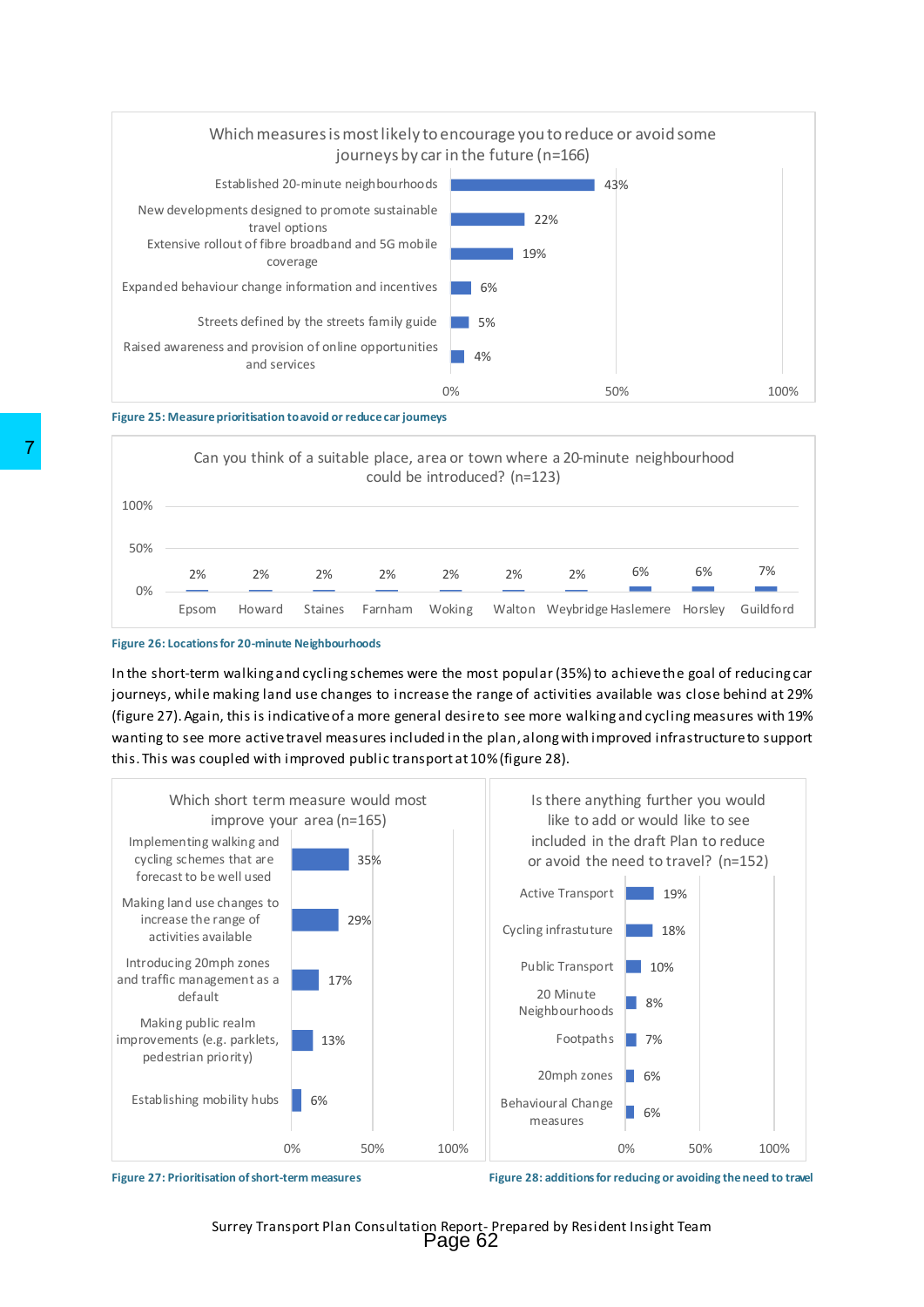Which measures is most likely to encourage you to reduce or avoid some journeys by car in the future (n=166)

| Measure | % |
|---|---|
| Established 20-minute neighbourhoods | 43% |
| New developments designed to promote sustainable travel options | 22% |
| Extensive rollout of fibre broadband and 5G mobile coverage | 19% |
| Expanded behaviour change information and incentives | 6% |
| Streets defined by the streets family guide | 5% |
| Raised awareness and provision of online opportunities and services | 4% |

**Figure 25: Measure prioritisation to avoid or reduce car journeys**

Can you think of a suitable place, area or town where a 20-minute neighbourhood could be introduced? (n=123)

| Location | % |
|---|---|
| Epsom | 2% |
| Howard | 2% |
| Staines | 2% |
| Farnham | 2% |
| Woking | 2% |
| Walton | 2% |
| Weybridge | 2% |
| Haslemere | 6% |
| Horsley | 6% |
| Guildford | 7% |

**Figure 26: Locations for 20-minute Neighbourhoods**

In the short-term walking and cycling schemes were the most popular (35%) to achieve the goal of reducing car journeys, while making land use changes to increase the range of activities available was close behind at 29% (figure 27). Again, this is indicative of a more general desire to see more walking and cycling measures with 19% wanting to see more active travel measures included in the plan, along with improved infrastructure to support this. This was coupled with improved public transport at 10% (figure 28).

Which short term measure would most improve your area (n=165)

| Measure | % |
|---|---|
| Implementing walking and cycling schemes that are forecast to be well used | 35% |
| Making land use changes to increase the range of activities available | 29% |
| Introducing 20mph zones and traffic management as a default | 17% |
| Making public realm improvements (e.g. parklets, pedestrian priority) | 13% |
| Establishing mobility hubs | 6% |

**Figure 27: Prioritisation of short-term measures**

Is there anything further you would like to add or would like to see included in the draft Plan to reduce or avoid the need to travel? (n=152)

| Addition | % |
|---|---|
| Active Transport | 19% |
| Cycling infrastuture | 18% |
| Public Transport | 10% |
| 20 Minute Neighbourhoods | 8% |
| Footpaths | 7% |
| 20mph zones | 6% |
| Behavioural Change measures | 6% |

**Figure 28: additions for reducing or avoiding the need to travel**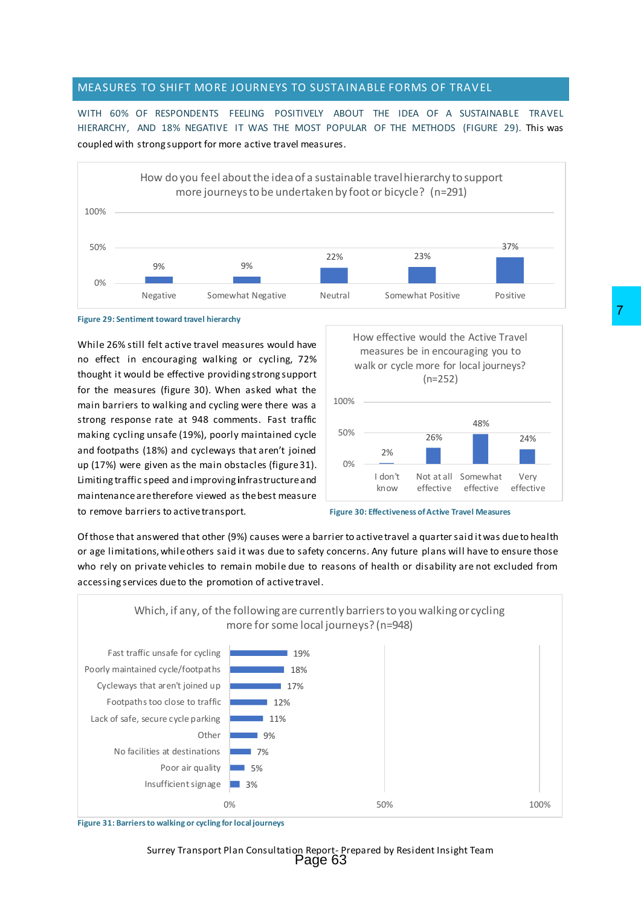## MEASURES TO SHIFT MORE JOURNEYS TO SUSTAINABLE FORMS OF TRAVEL

WITH 60% OF RESPONDENTS FEELING POSITIVELY ABOUT THE IDEA OF A SUSTAINABLE TRAVEL HIERARCHY, AND 18% NEGATIVE IT WAS THE MOST POPULAR OF THE METHODS (FIGURE 29). This was coupled with strong support for more active travel measures.

How do you feel about the idea of a sustainable travel hierarchy to support more journeys to be undertaken by foot or bicycle? (n=291)

| Response | % |
|---|---|
| Negative | 9% |
| Somewhat Negative | 9% |
| Neutral | 22% |
| Somewhat Positive | 23% |
| Positive | 37% |

Figure 29: Sentiment toward travel hierarchy

While 26% still felt active travel measures would have no effect in encouraging walking or cycling, 72% thought it would be effective providing strong support for the measures (figure 30). When asked what the main barriers to walking and cycling were there was a strong response rate at 948 comments. Fast traffic making cycling unsafe (19%), poorly maintained cycle and footpaths (18%) and cycleways that aren't joined up (17%) were given as the main obstacles (figure 31). Limiting traffic speed and improving infrastructure and maintenance are therefore viewed as the best measure to remove barriers to active transport.

How effective would the Active Travel measures be in encouraging you to walk or cycle more for local journeys? (n=252)

| Response | % |
|---|---|
| I don't know | 2% |
| Not at all effective | 26% |
| Somewhat effective | 48% |
| Very effective | 24% |

Figure 30: Effectiveness of Active Travel Measures

Of those that answered that other (9%) causes were a barrier to active travel a quarter said it was due to health or age limitations, while others said it was due to safety concerns. Any future plans will have to ensure those who rely on private vehicles to remain mobile due to reasons of health or disability are not excluded from accessing services due to the promotion of active travel.

Which, if any, of the following are currently barriers to you walking or cycling more for some local journeys? (n=948)

| Barrier | % |
|---|---|
| Fast traffic unsafe for cycling | 19% |
| Poorly maintained cycle/footpaths | 18% |
| Cycleways that aren't joined up | 17% |
| Footpaths too close to traffic | 12% |
| Lack of safe, secure cycle parking | 11% |
| Other | 9% |
| No facilities at destinations | 7% |
| Poor air quality | 5% |
| Insufficient signage | 3% |

Figure 31: Barriers to walking or cycling for local journeys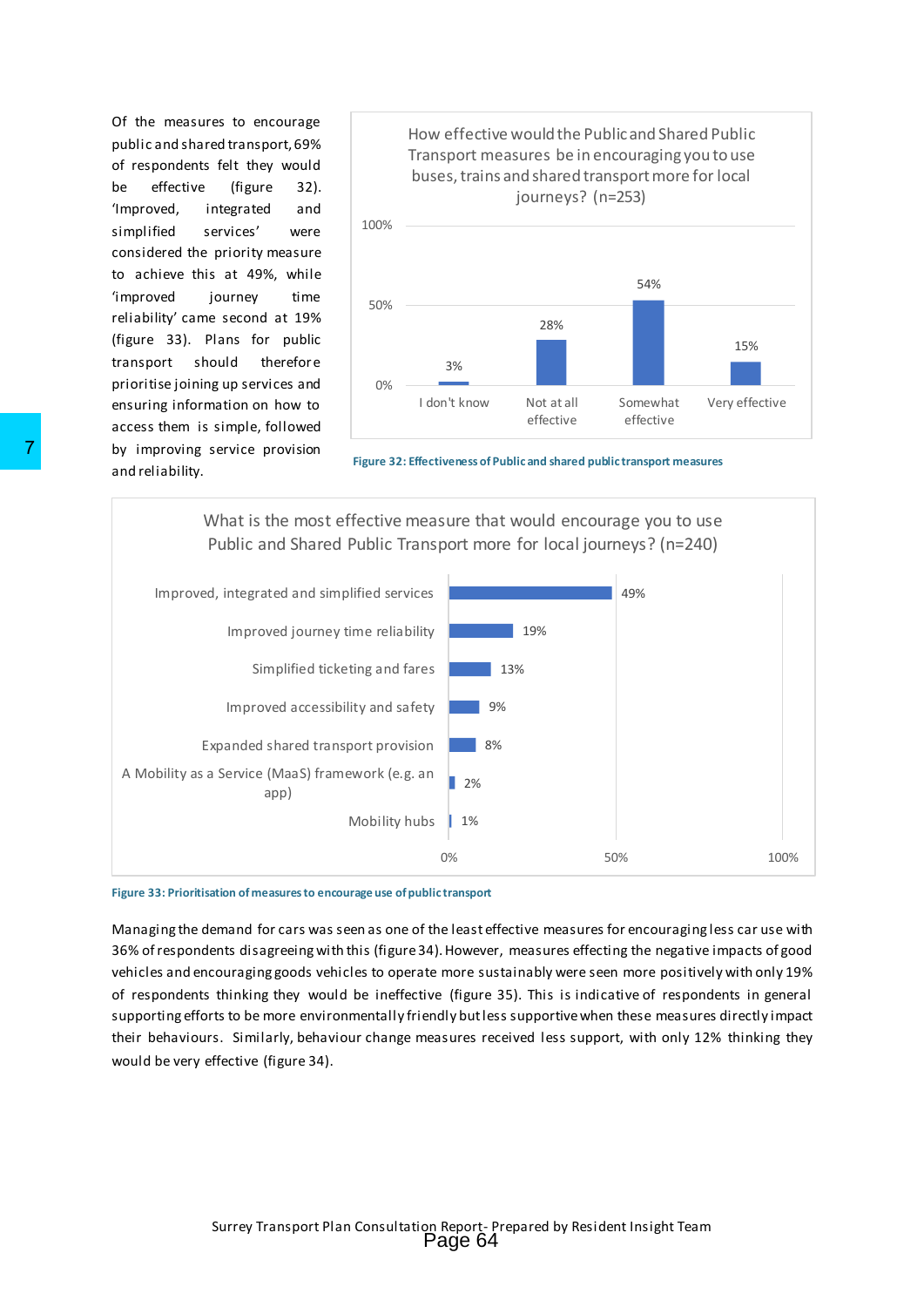Of the measures to encourage public and shared transport, 69% of respondents felt they would be effective (figure 32). 'Improved, integrated and simplified services' were considered the priority measure to achieve this at 49%, while 'improved journey time reliability' came second at 19% (figure 33). Plans for public transport should therefore prioritise joining up services and ensuring information on how to access them is simple, followed by improving service provision and reliability.

**How effective would the Public and Shared Public Transport measures be in encouraging you to use buses, trains and shared transport more for local journeys? (n=253)**

| Response | % |
|---|---|
| I don't know | 3% |
| Not at all effective | 28% |
| Somewhat effective | 54% |
| Very effective | 15% |

Figure 32: Effectiveness of Public and shared public transport measures

**What is the most effective measure that would encourage you to use Public and Shared Public Transport more for local journeys? (n=240)**

| Measure | % |
|---|---|
| Improved, integrated and simplified services | 49% |
| Improved journey time reliability | 19% |
| Simplified ticketing and fares | 13% |
| Improved accessibility and safety | 9% |
| Expanded shared transport provision | 8% |
| A Mobility as a Service (MaaS) framework (e.g. an app) | 2% |
| Mobility hubs | 1% |

Figure 33: Prioritisation of measures to encourage use of public transport

Managing the demand for cars was seen as one of the least effective measures for encouraging less car use with 36% of respondents disagreeing with this (figure 34). However, measures effecting the negative impacts of good vehicles and encouraging goods vehicles to operate more sustainably were seen more positively with only 19% of respondents thinking they would be ineffective (figure 35). This is indicative of respondents in general supporting efforts to be more environmentally friendly but less supportive when these measures directly impact their behaviours. Similarly, behaviour change measures received less support, with only 12% thinking they would be very effective (figure 34).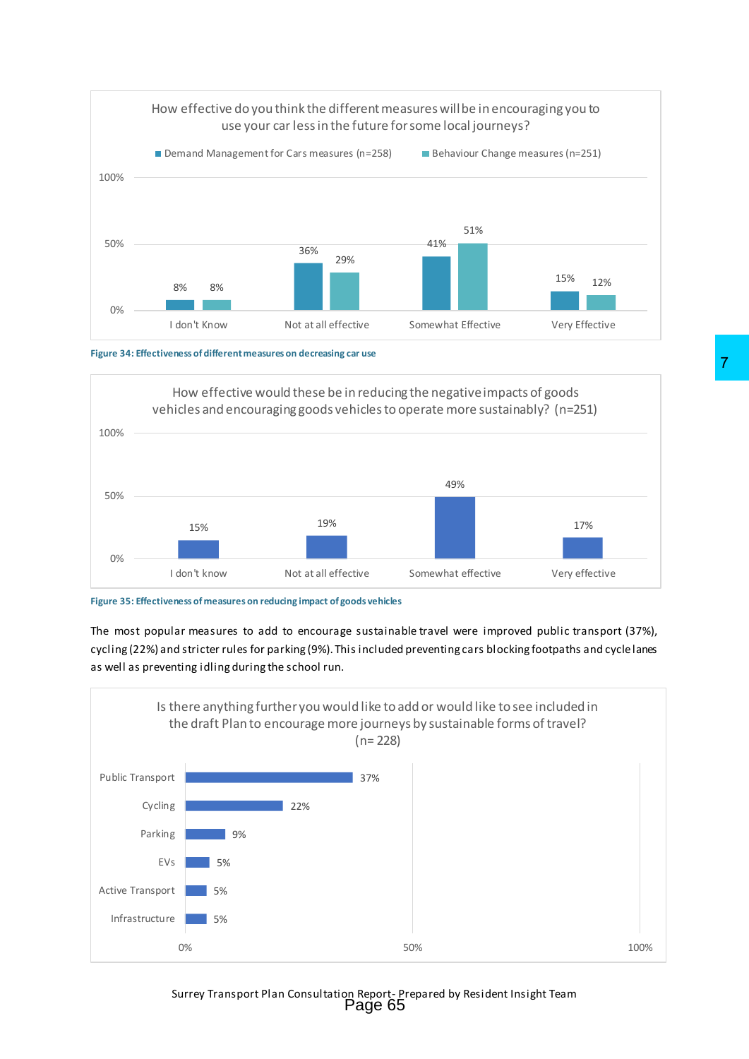How effective do you think the different measures will be in encouraging you to use your car less in the future for some local journeys?

| | Demand Management for Cars measures (n=258) | Behaviour Change measures (n=251) |
|---|---|---|
| I don't Know | 8% | 8% |
| Not at all effective | 36% | 29% |
| Somewhat Effective | 41% | 51% |
| Very Effective | 15% | 12% |

**Figure 34: Effectiveness of different measures on decreasing car use**

How effective would these be in reducing the negative impacts of goods vehicles and encouraging goods vehicles to operate more sustainably? (n=251)

| | % |
|---|---|
| I don't know | 15% |
| Not at all effective | 19% |
| Somewhat effective | 49% |
| Very effective | 17% |

**Figure 35: Effectiveness of measures on reducing impact of goods vehicles**

The most popular measures to add to encourage sustainable travel were improved public transport (37%), cycling (22%) and stricter rules for parking (9%). This included preventing cars blocking footpaths and cycle lanes as well as preventing idling during the school run.

Is there anything further you would like to add or would like to see included in the draft Plan to encourage more journeys by sustainable forms of travel? (n= 228)

| | % |
|---|---|
| Public Transport | 37% |
| Cycling | 22% |
| Parking | 9% |
| EVs | 5% |
| Active Transport | 5% |
| Infrastructure | 5% |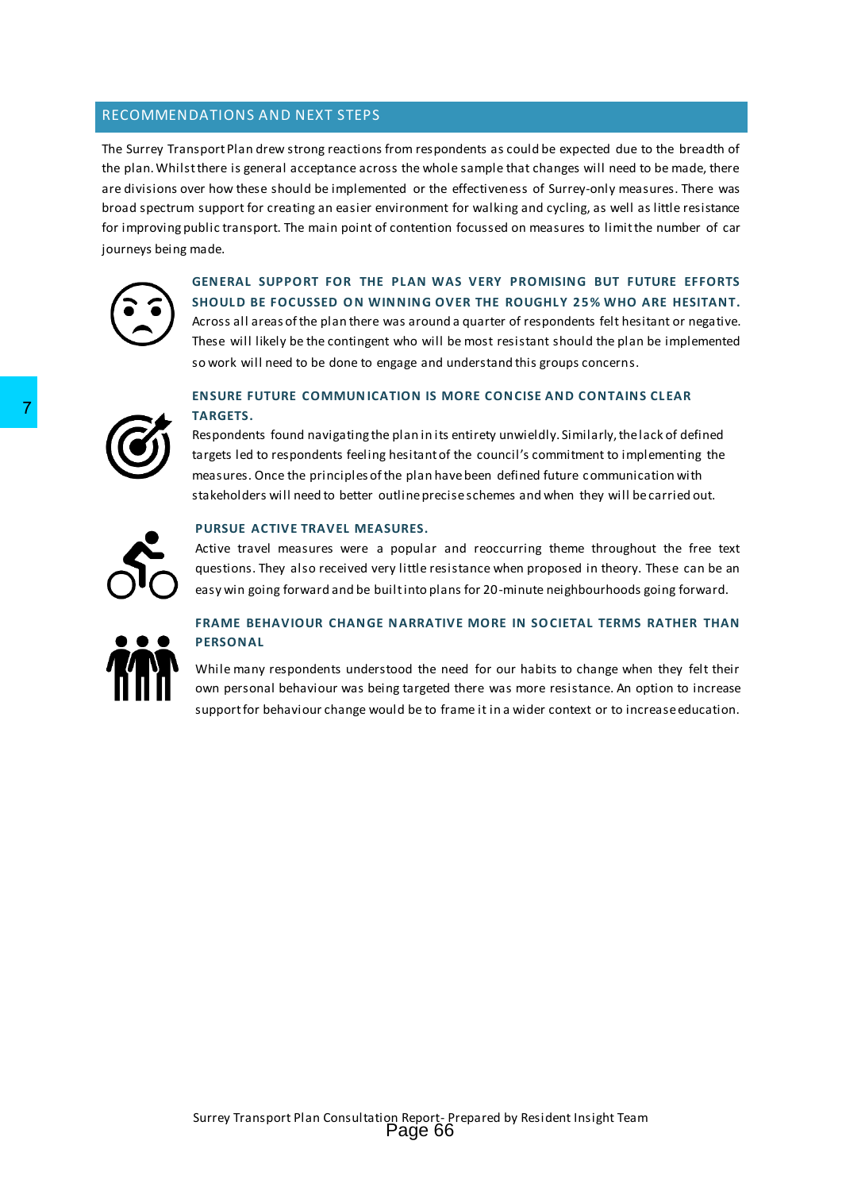## RECOMMENDATIONS AND NEXT STEPS

The Surrey Transport Plan drew strong reactions from respondents as could be expected due to the breadth of the plan. Whilst there is general acceptance across the whole sample that changes will need to be made, there are divisions over how these should be implemented or the effectiveness of Surrey-only measures. There was broad spectrum support for creating an easier environment for walking and cycling, as well as little resistance for improving public transport. The main point of contention focussed on measures to limit the number of car journeys being made.

### GENERAL SUPPORT FOR THE PLAN WAS VERY PROMISING BUT FUTURE EFFORTS SHOULD BE FOCUSSED ON WINNING OVER THE ROUGHLY 25% WHO ARE HESITANT.

Across all areas of the plan there was around a quarter of respondents felt hesitant or negative. These will likely be the contingent who will be most resistant should the plan be implemented so work will need to be done to engage and understand this groups concerns.

### ENSURE FUTURE COMMUNICATION IS MORE CONCISE AND CONTAINS CLEAR TARGETS.

Respondents found navigating the plan in its entirety unwieldly. Similarly, the lack of defined targets led to respondents feeling hesitant of the council's commitment to implementing the measures. Once the principles of the plan have been defined future communication with stakeholders will need to better outline precise schemes and when they will be carried out.

### PURSUE ACTIVE TRAVEL MEASURES.

Active travel measures were a popular and reoccurring theme throughout the free text questions. They also received very little resistance when proposed in theory. These can be an easy win going forward and be built into plans for 20-minute neighbourhoods going forward.

### FRAME BEHAVIOUR CHANGE NARRATIVE MORE IN SOCIETAL TERMS RATHER THAN PERSONAL

While many respondents understood the need for our habits to change when they felt their own personal behaviour was being targeted there was more resistance. An option to increase support for behaviour change would be to frame it in a wider context or to increase education.